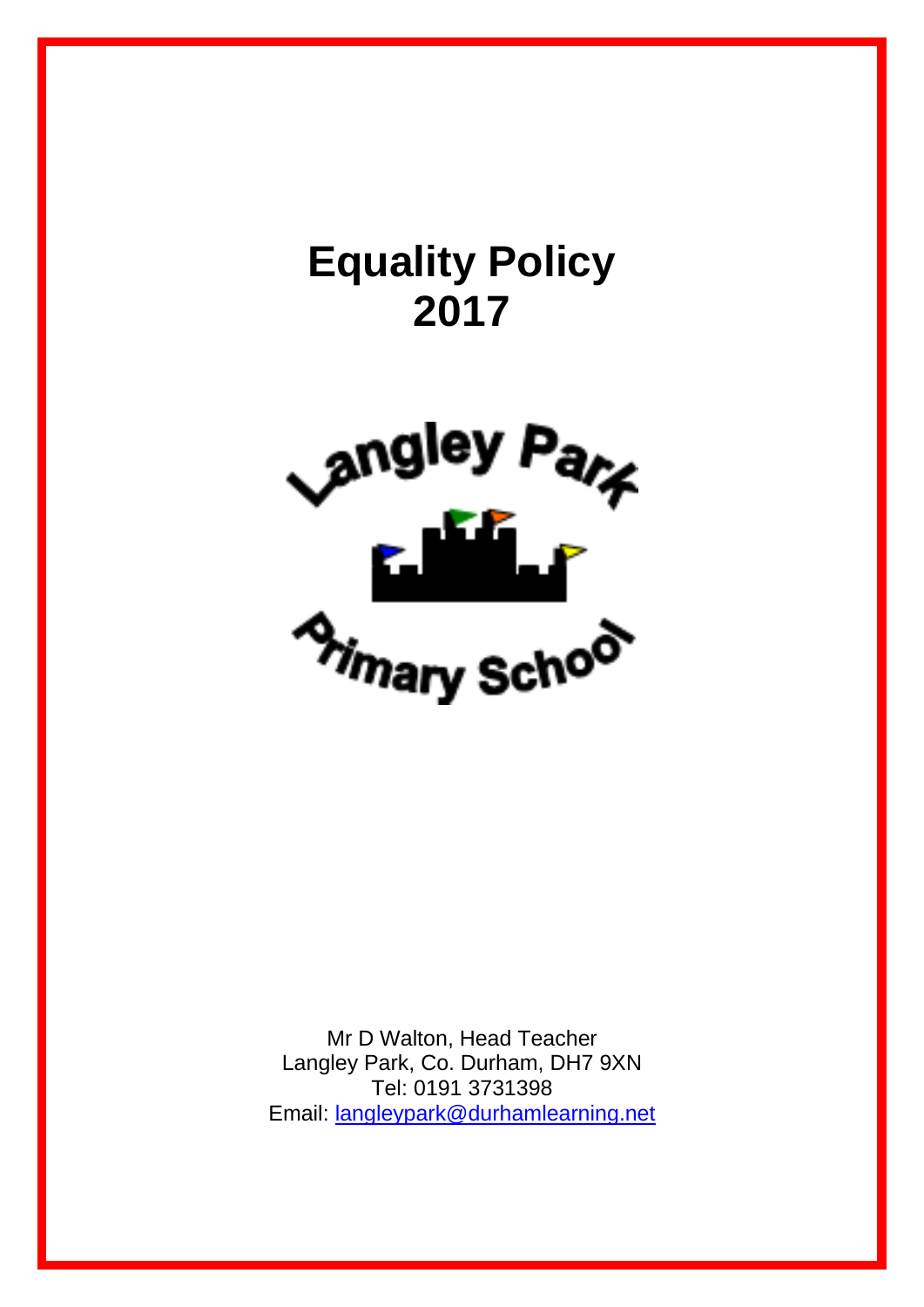# Equality Policy 2017

Langley Park Primary School

Mr D Walton, Head Teacher
Langley Park, Co. Durham, DH7 9XN
Tel: 0191 3731398
Email: langleypark@durhamlearning.net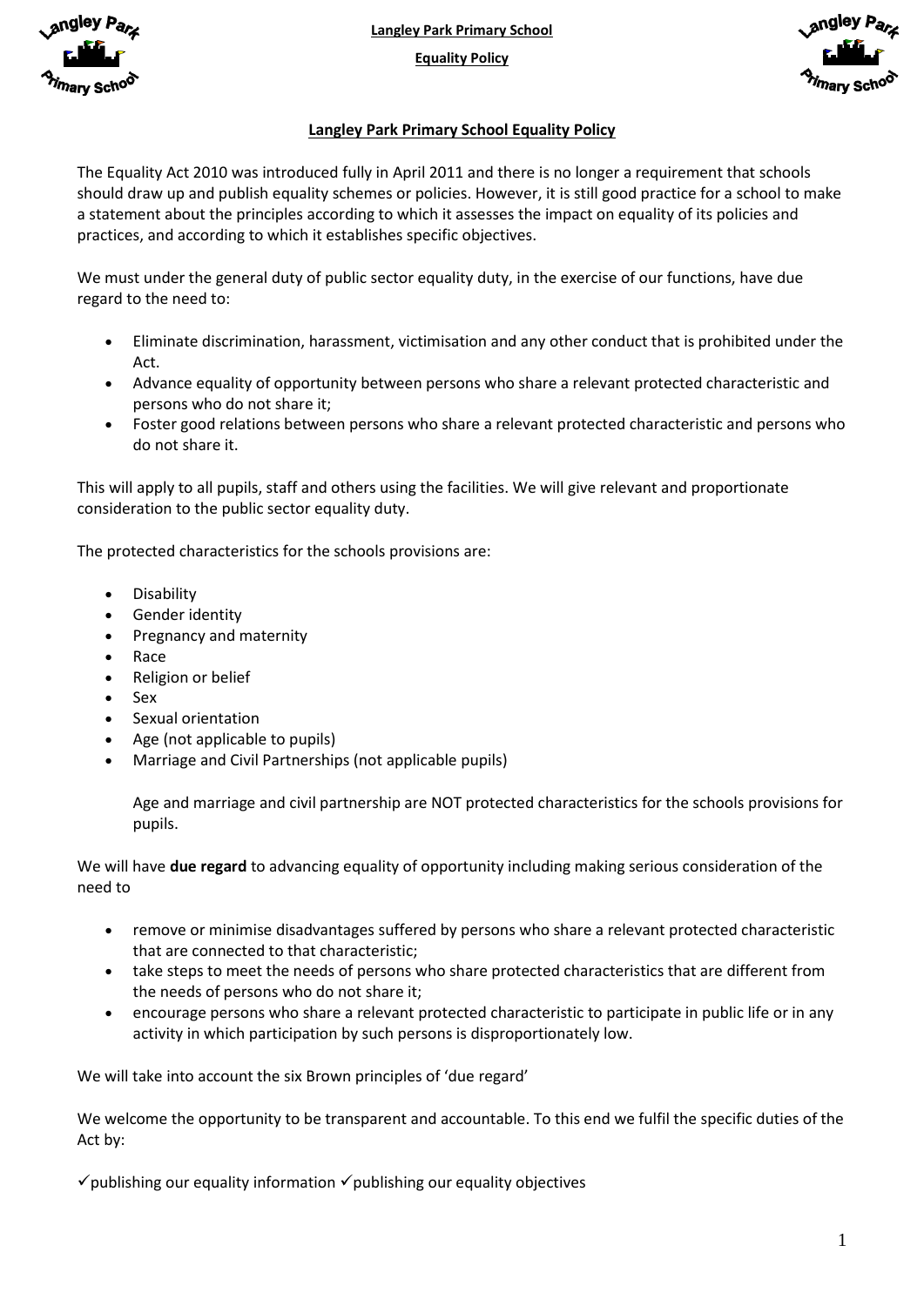## Langley Park Primary School Equality Policy

The Equality Act 2010 was introduced fully in April 2011 and there is no longer a requirement that schools should draw up and publish equality schemes or policies. However, it is still good practice for a school to make a statement about the principles according to which it assesses the impact on equality of its policies and practices, and according to which it establishes specific objectives.

We must under the general duty of public sector equality duty, in the exercise of our functions, have due regard to the need to:

- Eliminate discrimination, harassment, victimisation and any other conduct that is prohibited under the Act.
- Advance equality of opportunity between persons who share a relevant protected characteristic and persons who do not share it;
- Foster good relations between persons who share a relevant protected characteristic and persons who do not share it.

This will apply to all pupils, staff and others using the facilities. We will give relevant and proportionate consideration to the public sector equality duty.

The protected characteristics for the schools provisions are:

- Disability
- Gender identity
- Pregnancy and maternity
- Race
- Religion or belief
- Sex
- Sexual orientation
- Age (not applicable to pupils)
- Marriage and Civil Partnerships (not applicable pupils)

  Age and marriage and civil partnership are NOT protected characteristics for the schools provisions for pupils.

We will have **due regard** to advancing equality of opportunity including making serious consideration of the need to

- remove or minimise disadvantages suffered by persons who share a relevant protected characteristic that are connected to that characteristic;
- take steps to meet the needs of persons who share protected characteristics that are different from the needs of persons who do not share it;
- encourage persons who share a relevant protected characteristic to participate in public life or in any activity in which participation by such persons is disproportionately low.

We will take into account the six Brown principles of 'due regard'

We welcome the opportunity to be transparent and accountable. To this end we fulfil the specific duties of the Act by:

✓publishing our equality information ✓publishing our equality objectives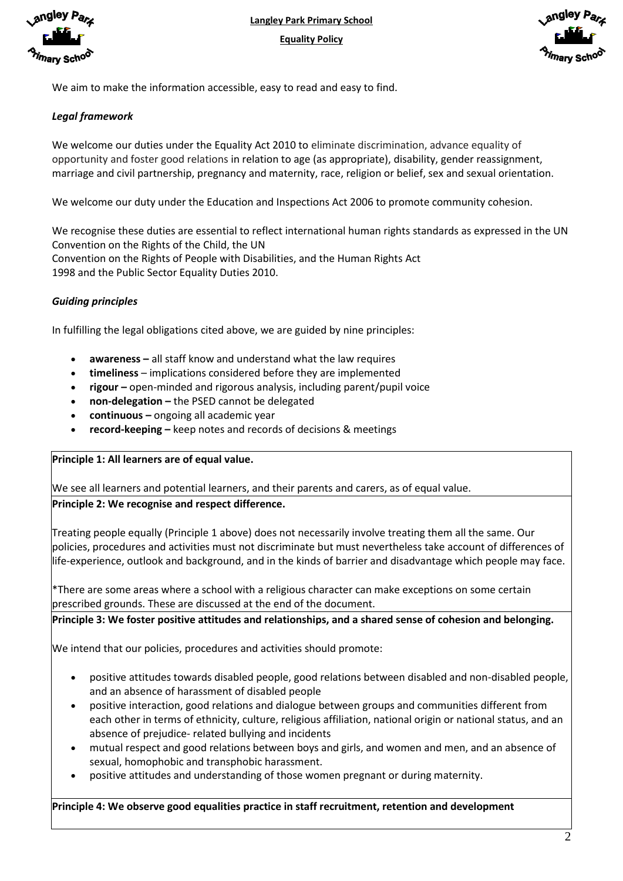We aim to make the information accessible, easy to read and easy to find.

### *Legal framework*

We welcome our duties under the Equality Act 2010 to eliminate discrimination, advance equality of opportunity and foster good relations in relation to age (as appropriate), disability, gender reassignment, marriage and civil partnership, pregnancy and maternity, race, religion or belief, sex and sexual orientation.

We welcome our duty under the Education and Inspections Act 2006 to promote community cohesion.

We recognise these duties are essential to reflect international human rights standards as expressed in the UN Convention on the Rights of the Child, the UN Convention on the Rights of People with Disabilities, and the Human Rights Act 1998 and the Public Sector Equality Duties 2010.

### *Guiding principles*

In fulfilling the legal obligations cited above, we are guided by nine principles:

- **awareness –** all staff know and understand what the law requires
- **timeliness** – implications considered before they are implemented
- **rigour –** open-minded and rigorous analysis, including parent/pupil voice
- **non-delegation –** the PSED cannot be delegated
- **continuous –** ongoing all academic year
- **record-keeping –** keep notes and records of decisions & meetings

**Principle 1: All learners are of equal value.**

We see all learners and potential learners, and their parents and carers, as of equal value.

**Principle 2: We recognise and respect difference.**

Treating people equally (Principle 1 above) does not necessarily involve treating them all the same. Our policies, procedures and activities must not discriminate but must nevertheless take account of differences of life-experience, outlook and background, and in the kinds of barrier and disadvantage which people may face.

*There are some areas where a school with a religious character can make exceptions on some certain prescribed grounds. These are discussed at the end of the document.

**Principle 3: We foster positive attitudes and relationships, and a shared sense of cohesion and belonging.**

We intend that our policies, procedures and activities should promote:

- positive attitudes towards disabled people, good relations between disabled and non-disabled people, and an absence of harassment of disabled people
- positive interaction, good relations and dialogue between groups and communities different from each other in terms of ethnicity, culture, religious affiliation, national origin or national status, and an absence of prejudice- related bullying and incidents
- mutual respect and good relations between boys and girls, and women and men, and an absence of sexual, homophobic and transphobic harassment.
- positive attitudes and understanding of those women pregnant or during maternity.

**Principle 4: We observe good equalities practice in staff recruitment, retention and development**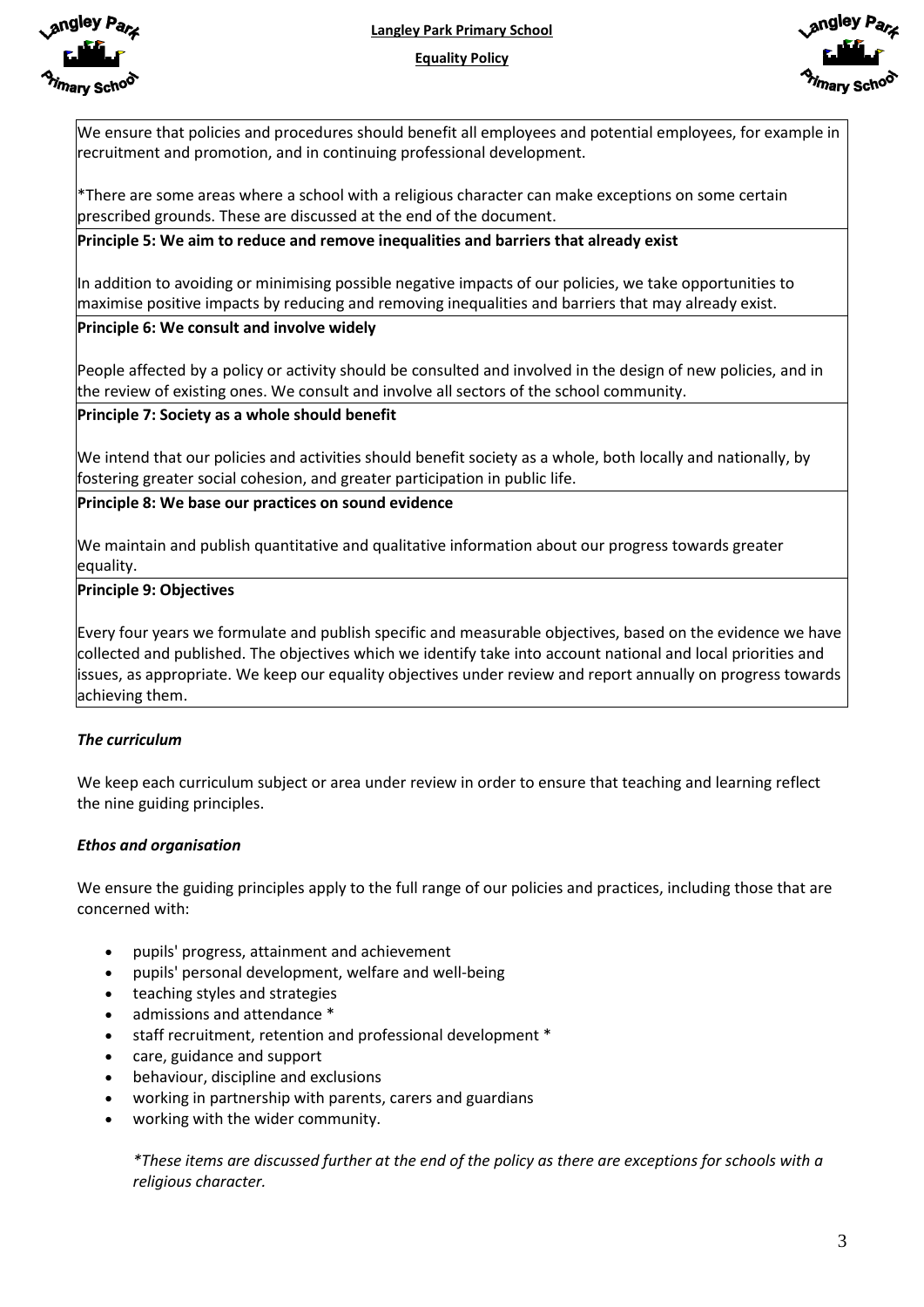We ensure that policies and procedures should benefit all employees and potential employees, for example in recruitment and promotion, and in continuing professional development.

*There are some areas where a school with a religious character can make exceptions on some certain prescribed grounds. These are discussed at the end of the document.

**Principle 5: We aim to reduce and remove inequalities and barriers that already exist**

In addition to avoiding or minimising possible negative impacts of our policies, we take opportunities to maximise positive impacts by reducing and removing inequalities and barriers that may already exist.

**Principle 6: We consult and involve widely**

People affected by a policy or activity should be consulted and involved in the design of new policies, and in the review of existing ones. We consult and involve all sectors of the school community.

**Principle 7: Society as a whole should benefit**

We intend that our policies and activities should benefit society as a whole, both locally and nationally, by fostering greater social cohesion, and greater participation in public life.

**Principle 8: We base our practices on sound evidence**

We maintain and publish quantitative and qualitative information about our progress towards greater equality.

**Principle 9: Objectives**

Every four years we formulate and publish specific and measurable objectives, based on the evidence we have collected and published. The objectives which we identify take into account national and local priorities and issues, as appropriate. We keep our equality objectives under review and report annually on progress towards achieving them.

***The curriculum***

We keep each curriculum subject or area under review in order to ensure that teaching and learning reflect the nine guiding principles.

***Ethos and organisation***

We ensure the guiding principles apply to the full range of our policies and practices, including those that are concerned with:

- pupils' progress, attainment and achievement
- pupils' personal development, welfare and well-being
- teaching styles and strategies
- admissions and attendance *
- staff recruitment, retention and professional development *
- care, guidance and support
- behaviour, discipline and exclusions
- working in partnership with parents, carers and guardians
- working with the wider community.

*\*These items are discussed further at the end of the policy as there are exceptions for schools with a religious character.*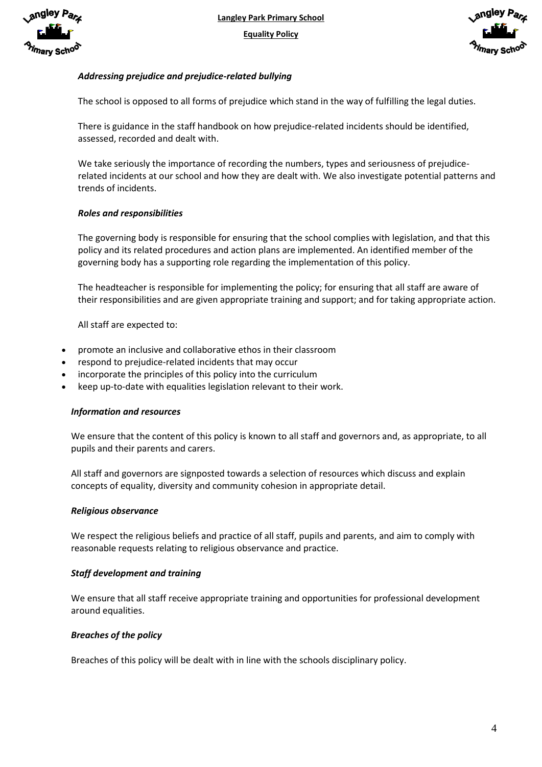### *Addressing prejudice and prejudice-related bullying*

The school is opposed to all forms of prejudice which stand in the way of fulfilling the legal duties.

There is guidance in the staff handbook on how prejudice-related incidents should be identified, assessed, recorded and dealt with.

We take seriously the importance of recording the numbers, types and seriousness of prejudice-related incidents at our school and how they are dealt with. We also investigate potential patterns and trends of incidents.

### *Roles and responsibilities*

The governing body is responsible for ensuring that the school complies with legislation, and that this policy and its related procedures and action plans are implemented. An identified member of the governing body has a supporting role regarding the implementation of this policy.

The headteacher is responsible for implementing the policy; for ensuring that all staff are aware of their responsibilities and are given appropriate training and support; and for taking appropriate action.

All staff are expected to:

- promote an inclusive and collaborative ethos in their classroom
- respond to prejudice-related incidents that may occur
- incorporate the principles of this policy into the curriculum
- keep up-to-date with equalities legislation relevant to their work.

### *Information and resources*

We ensure that the content of this policy is known to all staff and governors and, as appropriate, to all pupils and their parents and carers.

All staff and governors are signposted towards a selection of resources which discuss and explain concepts of equality, diversity and community cohesion in appropriate detail.

### *Religious observance*

We respect the religious beliefs and practice of all staff, pupils and parents, and aim to comply with reasonable requests relating to religious observance and practice.

### *Staff development and training*

We ensure that all staff receive appropriate training and opportunities for professional development around equalities.

### *Breaches of the policy*

Breaches of this policy will be dealt with in line with the schools disciplinary policy.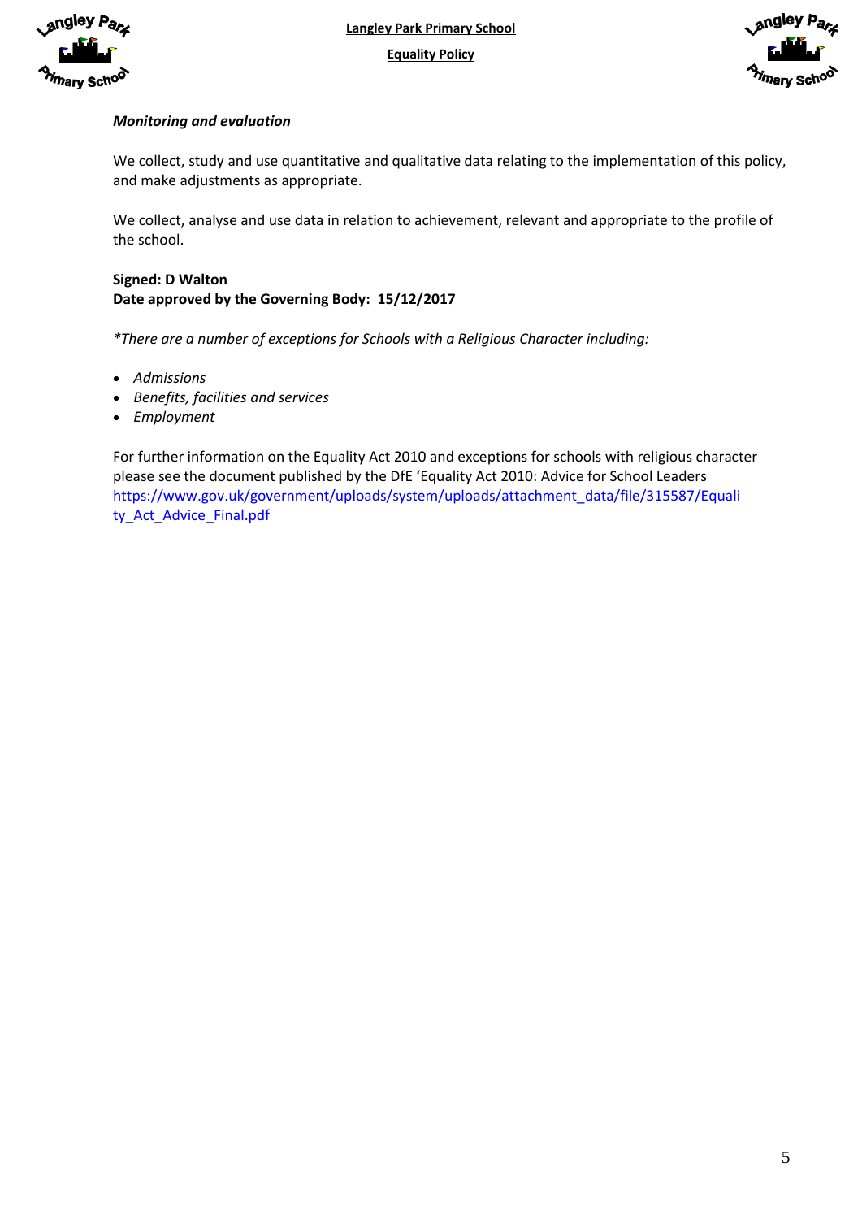***Monitoring and evaluation***

We collect, study and use quantitative and qualitative data relating to the implementation of this policy, and make adjustments as appropriate.

We collect, analyse and use data in relation to achievement, relevant and appropriate to the profile of the school.

**Signed: D Walton**
**Date approved by the Governing Body: 15/12/2017**

**There are a number of exceptions for Schools with a Religious Character including:*

- *Admissions*
- *Benefits, facilities and services*
- *Employment*

For further information on the Equality Act 2010 and exceptions for schools with religious character please see the document published by the DfE 'Equality Act 2010: Advice for School Leaders https://www.gov.uk/government/uploads/system/uploads/attachment_data/file/315587/Equality_Act_Advice_Final.pdf